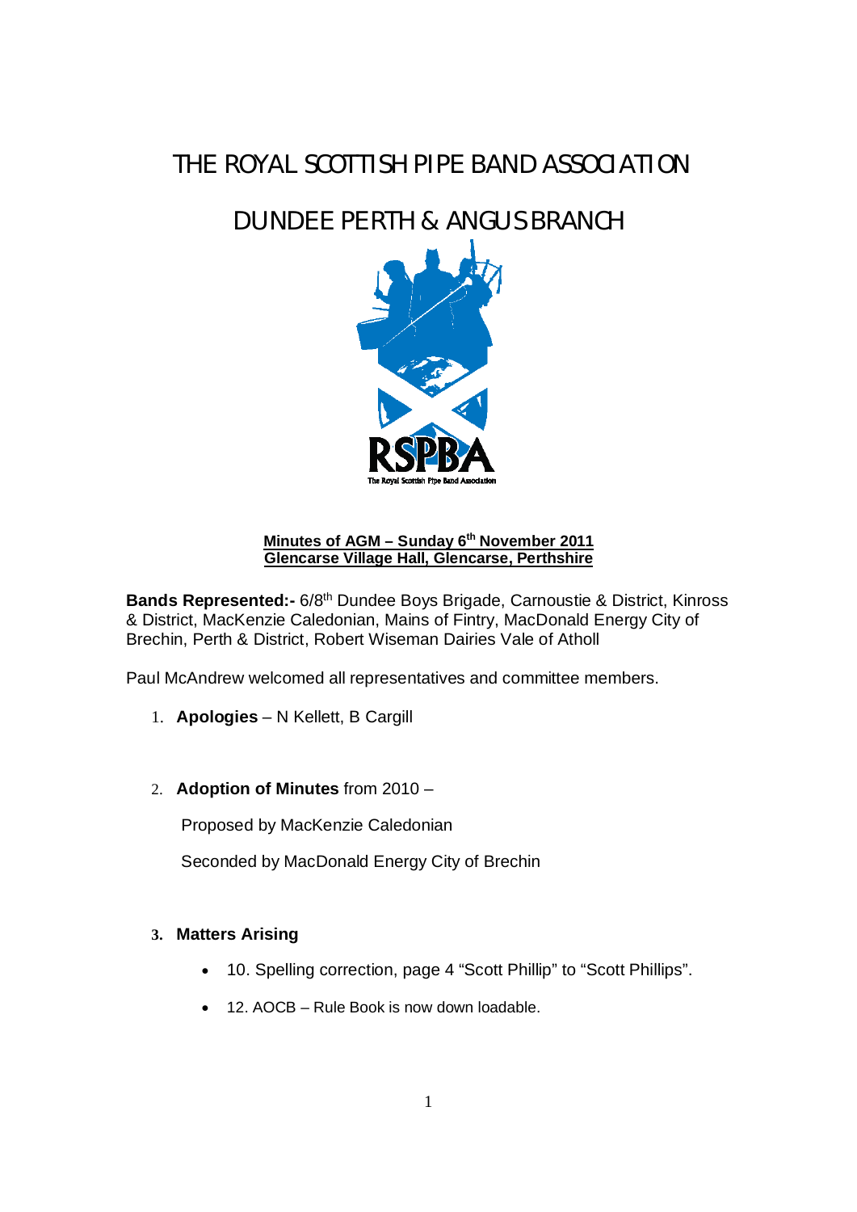# THE ROYAL SCOTTISH PIPE BAND ASSOCIATION

## DUNDEE PERTH & ANGUS BRANCH

**Minutes of AGM – Sunday 6th November 2011**
**Glencarse Village Hall, Glencarse, Perthshire**

**Bands Represented:-** 6/8th Dundee Boys Brigade, Carnoustie & District, Kinross & District, MacKenzie Caledonian, Mains of Fintry, MacDonald Energy City of Brechin, Perth & District, Robert Wiseman Dairies Vale of Atholl

Paul McAndrew welcomed all representatives and committee members.

1. **Apologies** – N Kellett, B Cargill

2. **Adoption of Minutes** from 2010 –

   Proposed by MacKenzie Caledonian

   Seconded by MacDonald Energy City of Brechin

3. **Matters Arising**

   - 10. Spelling correction, page 4 "Scott Phillip" to "Scott Phillips".
   - 12. AOCB – Rule Book is now down loadable.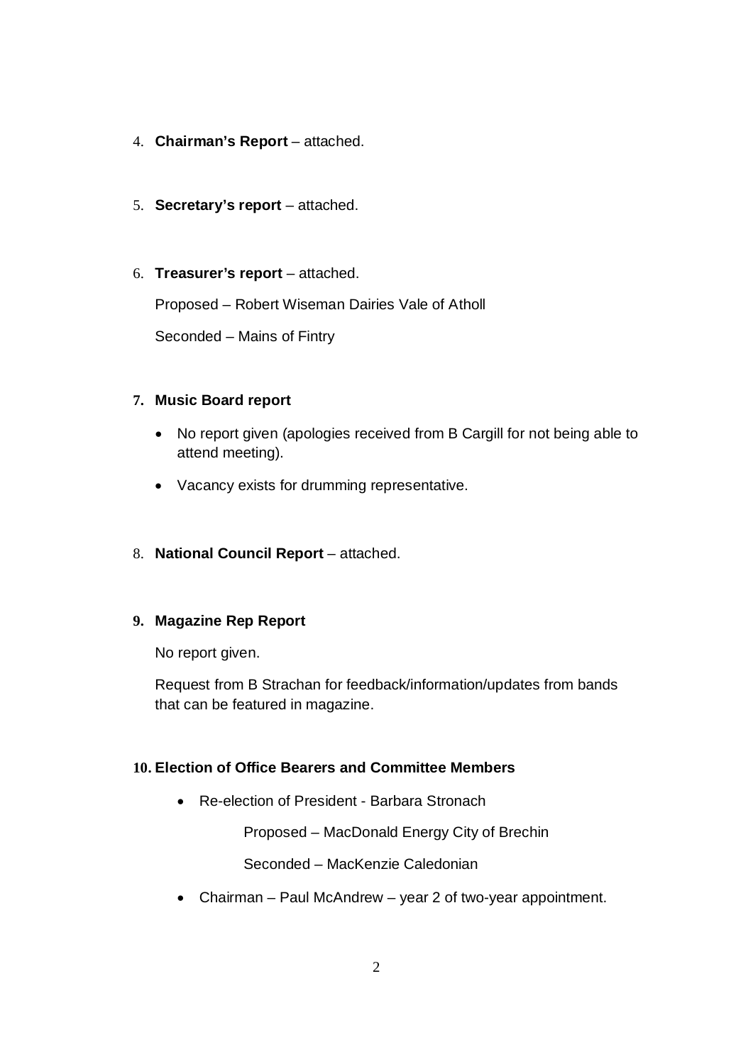4. **Chairman's Report** – attached.

5. **Secretary's report** – attached.

6. **Treasurer's report** – attached.

   Proposed – Robert Wiseman Dairies Vale of Atholl

   Seconded – Mains of Fintry

7. **Music Board report**

   - No report given (apologies received from B Cargill for not being able to attend meeting).
   - Vacancy exists for drumming representative.

8. **National Council Report** – attached.

9. **Magazine Rep Report**

   No report given.

   Request from B Strachan for feedback/information/updates from bands that can be featured in magazine.

10. **Election of Office Bearers and Committee Members**

    - Re-election of President - Barbara Stronach

      Proposed – MacDonald Energy City of Brechin

      Seconded – MacKenzie Caledonian

    - Chairman – Paul McAndrew – year 2 of two-year appointment.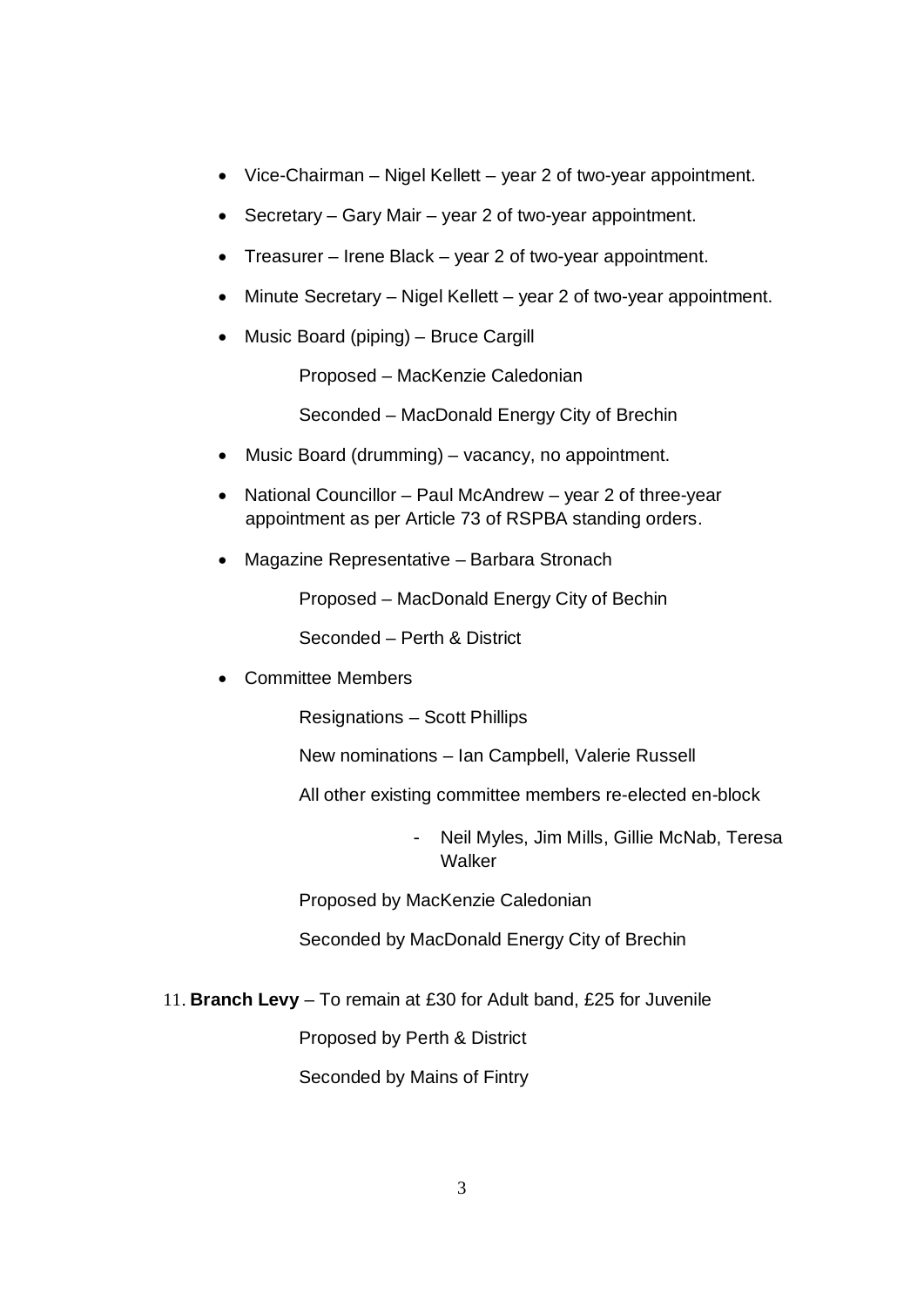- Vice-Chairman – Nigel Kellett – year 2 of two-year appointment.
- Secretary – Gary Mair – year 2 of two-year appointment.
- Treasurer – Irene Black – year 2 of two-year appointment.
- Minute Secretary – Nigel Kellett – year 2 of two-year appointment.
- Music Board (piping) – Bruce Cargill

  Proposed – MacKenzie Caledonian

  Seconded – MacDonald Energy City of Brechin

- Music Board (drumming) – vacancy, no appointment.
- National Councillor – Paul McAndrew – year 2 of three-year appointment as per Article 73 of RSPBA standing orders.
- Magazine Representative – Barbara Stronach

  Proposed – MacDonald Energy City of Bechin

  Seconded – Perth & District

- Committee Members

  Resignations – Scott Phillips

  New nominations – Ian Campbell, Valerie Russell

  All other existing committee members re-elected en-block

  - Neil Myles, Jim Mills, Gillie McNab, Teresa Walker

  Proposed by MacKenzie Caledonian

  Seconded by MacDonald Energy City of Brechin

11. **Branch Levy** – To remain at £30 for Adult band, £25 for Juvenile

    Proposed by Perth & District

    Seconded by Mains of Fintry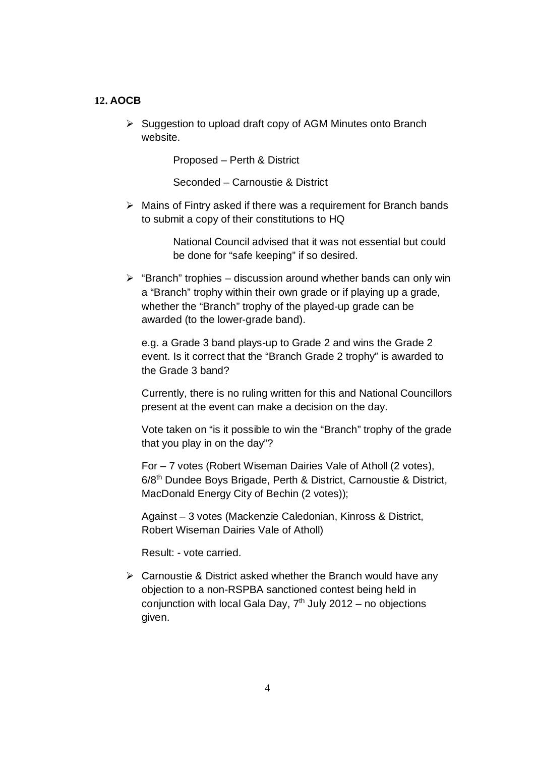## 12. AOCB

- Suggestion to upload draft copy of AGM Minutes onto Branch website.

  Proposed – Perth & District

  Seconded – Carnoustie & District

- Mains of Fintry asked if there was a requirement for Branch bands to submit a copy of their constitutions to HQ

  National Council advised that it was not essential but could be done for "safe keeping" if so desired.

- "Branch" trophies – discussion around whether bands can only win a "Branch" trophy within their own grade or if playing up a grade, whether the "Branch" trophy of the played-up grade can be awarded (to the lower-grade band).

  e.g. a Grade 3 band plays-up to Grade 2 and wins the Grade 2 event. Is it correct that the "Branch Grade 2 trophy" is awarded to the Grade 3 band?

  Currently, there is no ruling written for this and National Councillors present at the event can make a decision on the day.

  Vote taken on "is it possible to win the "Branch" trophy of the grade that you play in on the day"?

  For – 7 votes (Robert Wiseman Dairies Vale of Atholl (2 votes), 6/8th Dundee Boys Brigade, Perth & District, Carnoustie & District, MacDonald Energy City of Bechin (2 votes));

  Against – 3 votes (Mackenzie Caledonian, Kinross & District, Robert Wiseman Dairies Vale of Atholl)

  Result: - vote carried.

- Carnoustie & District asked whether the Branch would have any objection to a non-RSPBA sanctioned contest being held in conjunction with local Gala Day, 7th July 2012 – no objections given.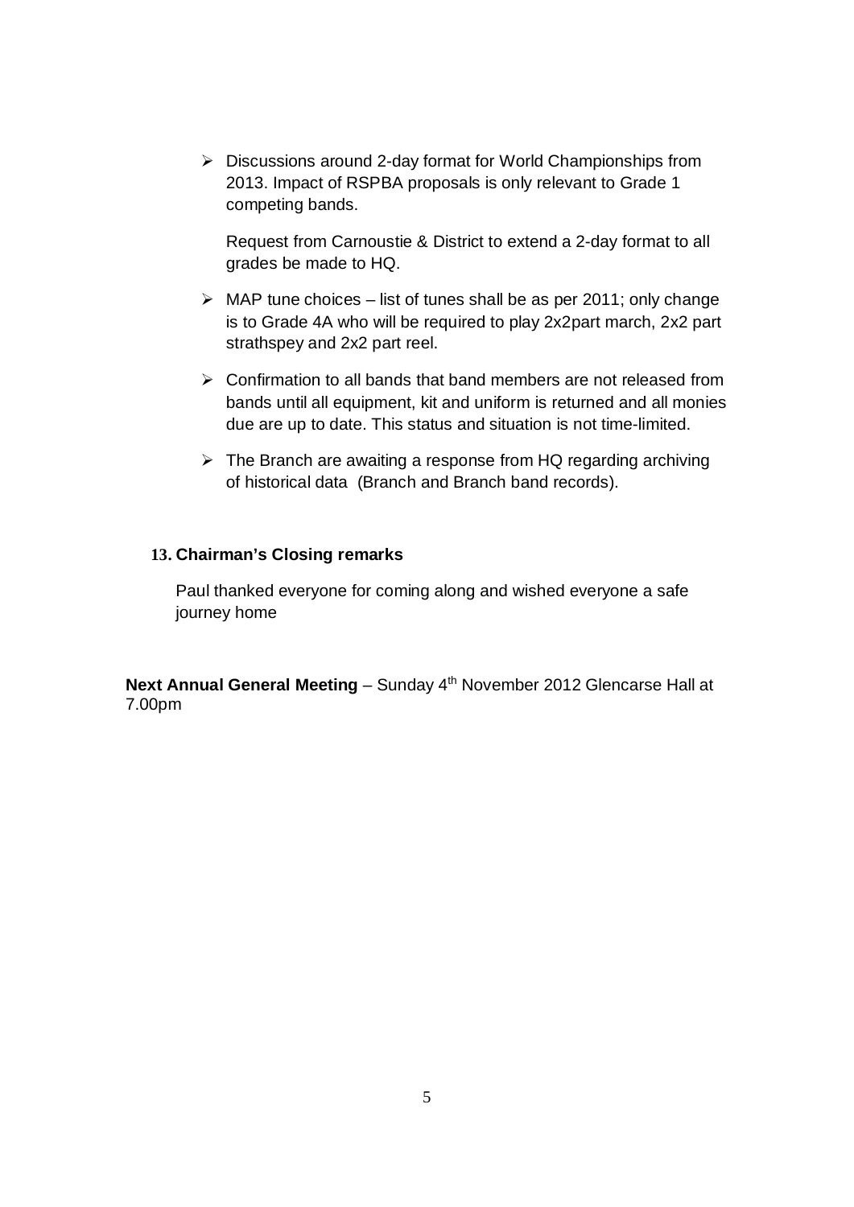- Discussions around 2-day format for World Championships from 2013. Impact of RSPBA proposals is only relevant to Grade 1 competing bands.

  Request from Carnoustie & District to extend a 2-day format to all grades be made to HQ.

- MAP tune choices – list of tunes shall be as per 2011; only change is to Grade 4A who will be required to play 2x2part march, 2x2 part strathspey and 2x2 part reel.

- Confirmation to all bands that band members are not released from bands until all equipment, kit and uniform is returned and all monies due are up to date. This status and situation is not time-limited.

- The Branch are awaiting a response from HQ regarding archiving of historical data (Branch and Branch band records).

**13. Chairman's Closing remarks**

Paul thanked everyone for coming along and wished everyone a safe journey home

**Next Annual General Meeting** – Sunday 4th November 2012 Glencarse Hall at 7.00pm